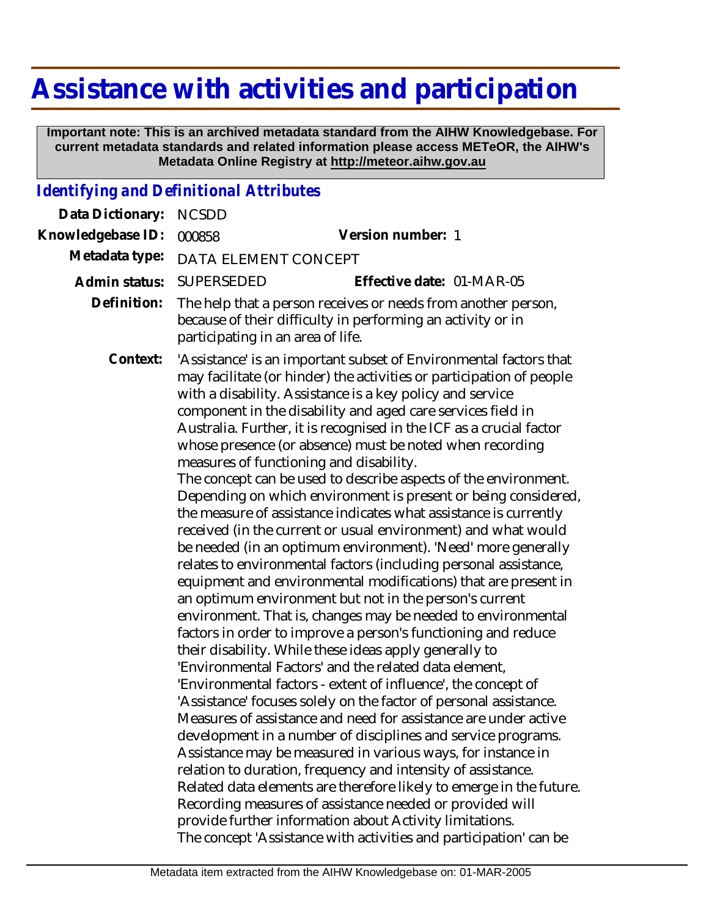# Assistance with activities and participation

**Important note: This is an archived metadata standard from the AIHW Knowledgebase. For current metadata standards and related information please access METeOR, the AIHW's Metadata Online Registry at http://meteor.aihw.gov.au**

## *Identifying and Definitional Attributes*

**Data Dictionary:** NCSDD

**Knowledgebase ID:** 000858 **Version number:** 1

**Metadata type:** DATA ELEMENT CONCEPT

**Admin status:** SUPERSEDED **Effective date:** 01-MAR-05

**Definition:** The help that a person receives or needs from another person, because of their difficulty in performing an activity or in participating in an area of life.

**Context:** 'Assistance' is an important subset of Environmental factors that may facilitate (or hinder) the activities or participation of people with a disability. Assistance is a key policy and service component in the disability and aged care services field in Australia. Further, it is recognised in the ICF as a crucial factor whose presence (or absence) must be noted when recording measures of functioning and disability.
The concept can be used to describe aspects of the environment. Depending on which environment is present or being considered, the measure of assistance indicates what assistance is currently received (in the current or usual environment) and what would be needed (in an optimum environment). 'Need' more generally relates to environmental factors (including personal assistance, equipment and environmental modifications) that are present in an optimum environment but not in the person's current environment. That is, changes may be needed to environmental factors in order to improve a person's functioning and reduce their disability. While these ideas apply generally to 'Environmental Factors' and the related data element, 'Environmental factors - extent of influence', the concept of 'Assistance' focuses solely on the factor of personal assistance. Measures of assistance and need for assistance are under active development in a number of disciplines and service programs. Assistance may be measured in various ways, for instance in relation to duration, frequency and intensity of assistance. Related data elements are therefore likely to emerge in the future. Recording measures of assistance needed or provided will provide further information about Activity limitations.
The concept 'Assistance with activities and participation' can be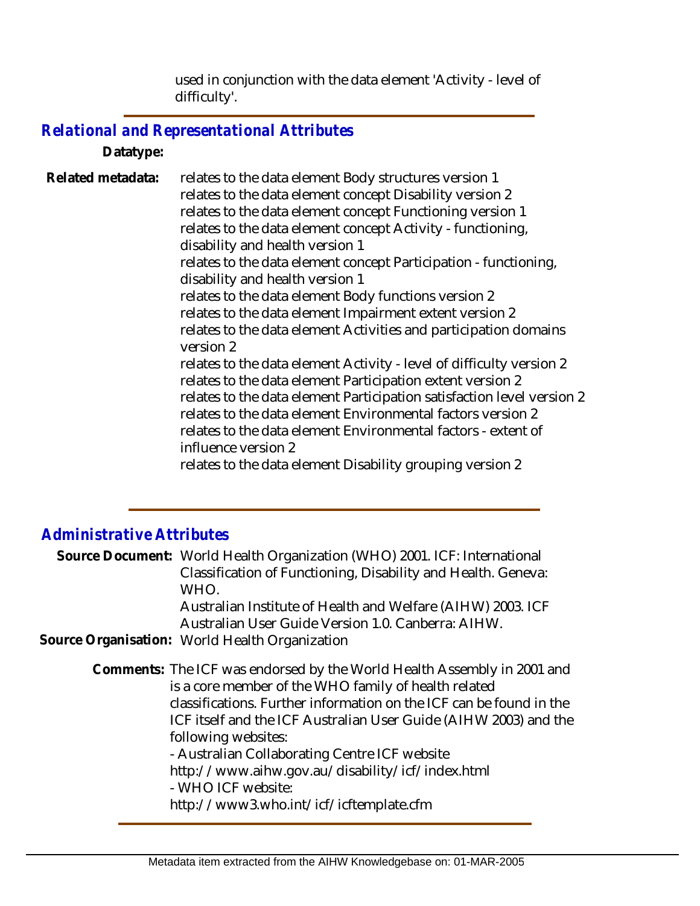used in conjunction with the data element 'Activity - level of difficulty'.

## *Relational and Representational Attributes*

**Datatype:**

**Related metadata:**
relates to the data element Body structures version 1
relates to the data element concept Disability version 2
relates to the data element concept Functioning version 1
relates to the data element concept Activity - functioning, disability and health version 1
relates to the data element concept Participation - functioning, disability and health version 1
relates to the data element Body functions version 2
relates to the data element Impairment extent version 2
relates to the data element Activities and participation domains version 2
relates to the data element Activity - level of difficulty version 2
relates to the data element Participation extent version 2
relates to the data element Participation satisfaction level version 2
relates to the data element Environmental factors version 2
relates to the data element Environmental factors - extent of influence version 2
relates to the data element Disability grouping version 2

## *Administrative Attributes*

**Source Document:** World Health Organization (WHO) 2001. ICF: International Classification of Functioning, Disability and Health. Geneva: WHO.
Australian Institute of Health and Welfare (AIHW) 2003. ICF Australian User Guide Version 1.0. Canberra: AIHW.

**Source Organisation:** World Health Organization

**Comments:** The ICF was endorsed by the World Health Assembly in 2001 and is a core member of the WHO family of health related classifications. Further information on the ICF can be found in the ICF itself and the ICF Australian User Guide (AIHW 2003) and the following websites:
- Australian Collaborating Centre ICF website
http://www.aihw.gov.au/disability/icf/index.html
- WHO ICF website:
http://www3.who.int/icf/icftemplate.cfm

Metadata item extracted from the AIHW Knowledgebase on: 01-MAR-2005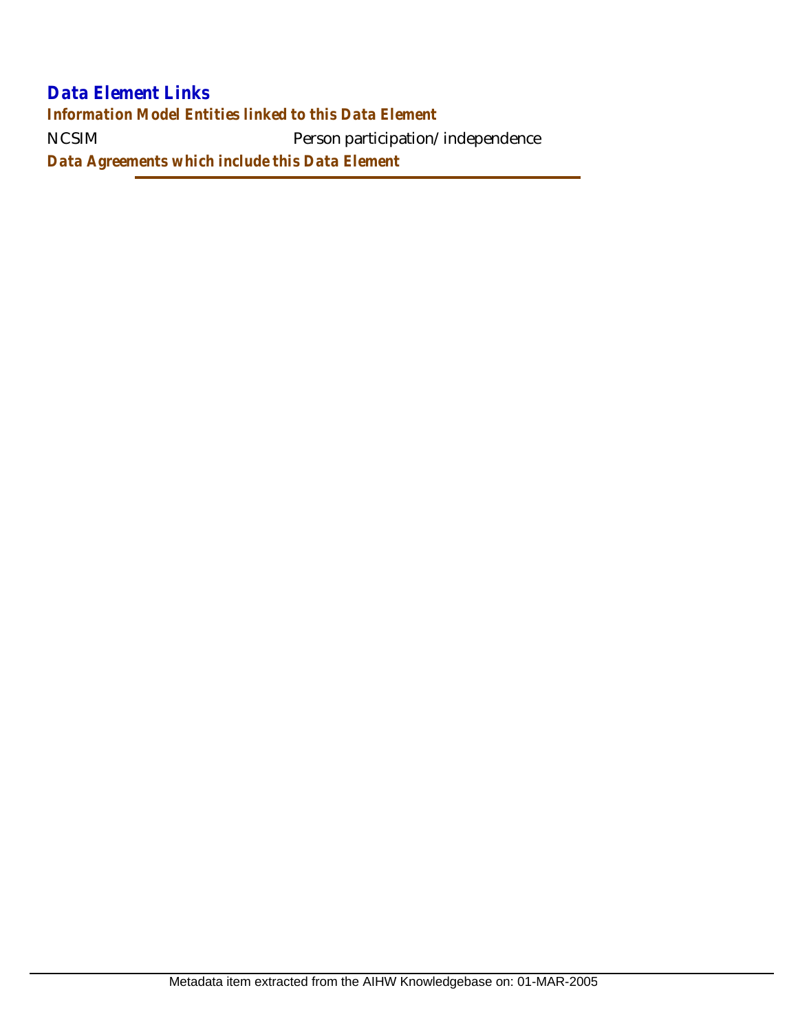## Data Element Links

### Information Model Entities linked to this Data Element

| | |
|---|---|
| NCSIM | Person participation/independence |

### Data Agreements which include this Data Element

Metadata item extracted from the AIHW Knowledgebase on: 01-MAR-2005